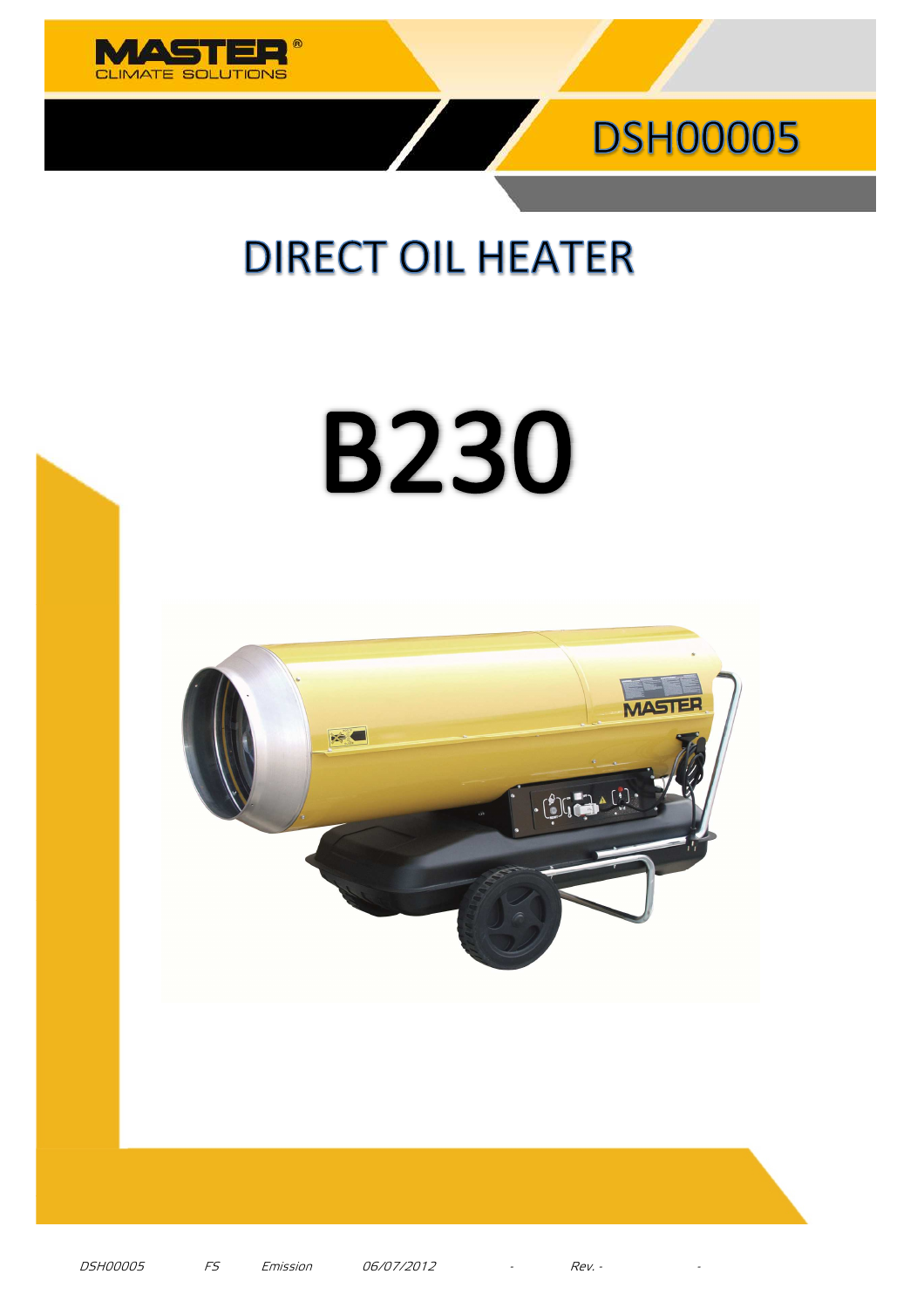MASTER®
CLIMATE SOLUTIONS

# DSH00005

# DIRECT OIL HEATER

# B230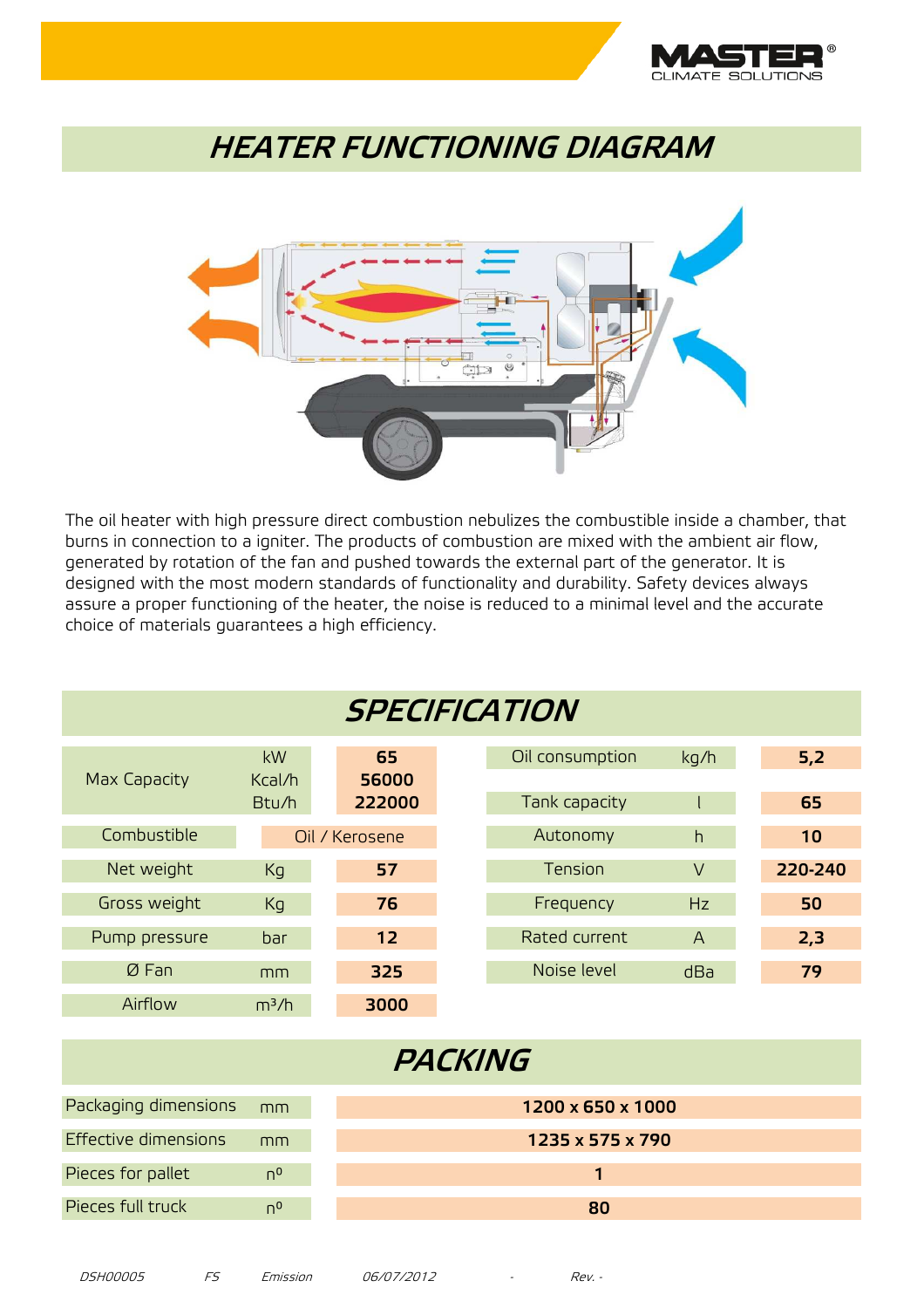# HEATER FUNCTIONING DIAGRAM

The oil heater with high pressure direct combustion nebulizes the combustible inside a chamber, that burns in connection to a igniter. The products of combustion are mixed with the ambient air flow, generated by rotation of the fan and pushed towards the external part of the generator. It is designed with the most modern standards of functionality and durability. Safety devices always assure a proper functioning of the heater, the noise is reduced to a minimal level and the accurate choice of materials guarantees a high efficiency.

# SPECIFICATION

| | | | | | |
|---|---|---|---|---|---|
| Max Capacity | kW | **65** | Oil consumption | kg/h | **5,2** |
| | Kcal/h | **56000** | | | |
| | Btu/h | **222000** | Tank capacity | l | **65** |
| Combustible | | Oil / Kerosene | Autonomy | h | **10** |
| Net weight | Kg | **57** | Tension | V | **220-240** |
| Gross weight | Kg | **76** | Frequency | Hz | **50** |
| Pump pressure | bar | **12** | Rated current | A | **2,3** |
| Ø Fan | mm | **325** | Noise level | dBa | **79** |
| Airflow | $m^3/h$ | **3000** | | | |

# PACKING

| | | |
|---|---|---|
| Packaging dimensions | mm | **1200 x 650 x 1000** |
| Effective dimensions | mm | **1235 x 575 x 790** |
| Pieces for pallet | nº | **1** |
| Pieces full truck | nº | **80** |

*DSH00005 FS Emission 06/07/2012 - Rev. -*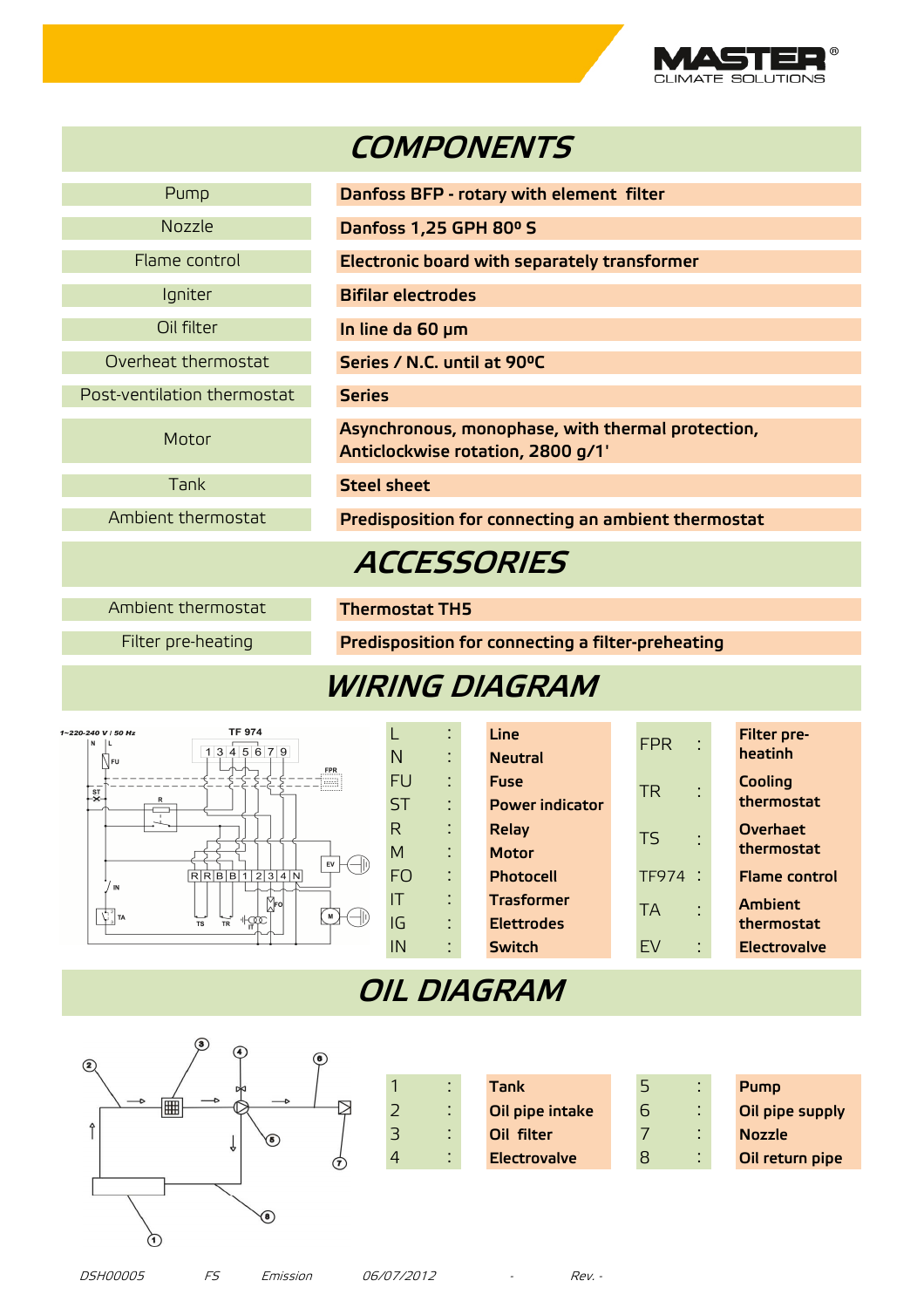# COMPONENTS

| | |
|---|---|
| Pump | **Danfoss BFP - rotary with element filter** |
| Nozzle | **Danfoss 1,25 GPH 80º S** |
| Flame control | **Electronic board with separately transformer** |
| Igniter | **Bifilar electrodes** |
| Oil filter | **In line da 60 µm** |
| Overheat thermostat | **Series / N.C. until at 90ºC** |
| Post-ventilation thermostat | **Series** |
| Motor | **Asynchronous, monophase, with thermal protection, Anticlockwise rotation, 2800 g/1'** |
| Tank | **Steel sheet** |
| Ambient thermostat | **Predisposition for connecting an ambient thermostat** |

# ACCESSORIES

| | |
|---|---|
| Ambient thermostat | **Thermostat TH5** |
| Filter pre-heating | **Predisposition for connecting a filter-preheating** |

# WIRING DIAGRAM

1~220-240 V / 50 Hz

TF 974

| | | | | | |
|---|---|---|---|---|---|
| L | : | **Line** | FPR | : | **Filter pre-heatinh** |
| N | : | **Neutral** | TR | : | **Cooling thermostat** |
| FU | : | **Fuse** | TS | : | **Overheat thermostat** |
| ST | : | **Power indicator** | TF974 | : | **Flame control** |
| R | : | **Relay** | TA | : | **Ambient thermostat** |
| M | : | **Motor** | EV | : | **Electrovalve** |
| FO | : | **Photocell** | | | |
| IT | : | **Trasformer** | | | |
| IG | : | **Elettrodes** | | | |
| IN | : | **Switch** | | | |

# OIL DIAGRAM

| | | | | | |
|---|---|---|---|---|---|
| 1 | : | **Tank** | 5 | : | **Pump** |
| 2 | : | **Oil pipe intake** | 6 | : | **Oil pipe supply** |
| 3 | : | **Oil filter** | 7 | : | **Nozzle** |
| 4 | : | **Electrovalve** | 8 | : | **Oil return pipe** |

*DSH00005 FS Emission 06/07/2012 - Rev. -*